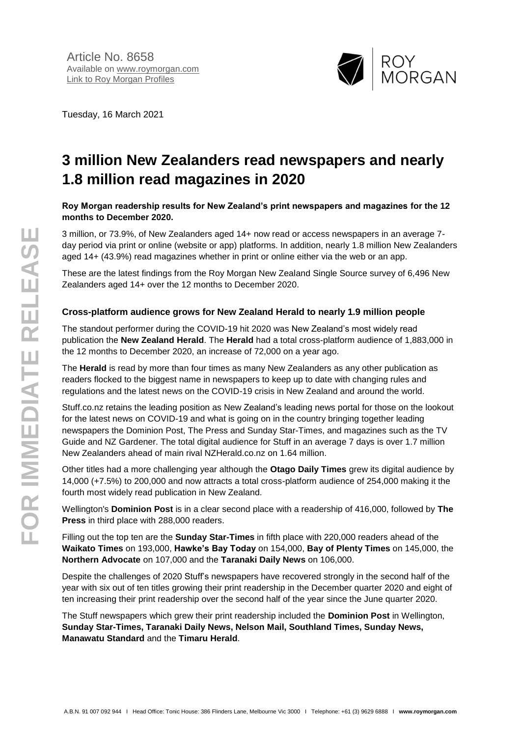Article No. 8658
Available on www.roymorgan.com
Link to Roy Morgan Profiles

Tuesday, 16 March 2021

# 3 million New Zealanders read newspapers and nearly 1.8 million read magazines in 2020

**Roy Morgan readership results for New Zealand's print newspapers and magazines for the 12 months to December 2020.**

3 million, or 73.9%, of New Zealanders aged 14+ now read or access newspapers in an average 7-day period via print or online (website or app) platforms. In addition, nearly 1.8 million New Zealanders aged 14+ (43.9%) read magazines whether in print or online either via the web or an app.

These are the latest findings from the Roy Morgan New Zealand Single Source survey of 6,496 New Zealanders aged 14+ over the 12 months to December 2020.

### Cross-platform audience grows for New Zealand Herald to nearly 1.9 million people

The standout performer during the COVID-19 hit 2020 was New Zealand's most widely read publication the **New Zealand Herald**. The **Herald** had a total cross-platform audience of 1,883,000 in the 12 months to December 2020, an increase of 72,000 on a year ago.

The **Herald** is read by more than four times as many New Zealanders as any other publication as readers flocked to the biggest name in newspapers to keep up to date with changing rules and regulations and the latest news on the COVID-19 crisis in New Zealand and around the world.

Stuff.co.nz retains the leading position as New Zealand's leading news portal for those on the lookout for the latest news on COVID-19 and what is going on in the country bringing together leading newspapers the Dominion Post, The Press and Sunday Star-Times, and magazines such as the TV Guide and NZ Gardener. The total digital audience for Stuff in an average 7 days is over 1.7 million New Zealanders ahead of main rival NZHerald.co.nz on 1.64 million.

Other titles had a more challenging year although the **Otago Daily Times** grew its digital audience by 14,000 (+7.5%) to 200,000 and now attracts a total cross-platform audience of 254,000 making it the fourth most widely read publication in New Zealand.

Wellington's **Dominion Post** is in a clear second place with a readership of 416,000, followed by **The Press** in third place with 288,000 readers.

Filling out the top ten are the **Sunday Star-Times** in fifth place with 220,000 readers ahead of the **Waikato Times** on 193,000, **Hawke's Bay Today** on 154,000, **Bay of Plenty Times** on 145,000, the **Northern Advocate** on 107,000 and the **Taranaki Daily News** on 106,000.

Despite the challenges of 2020 Stuff's newspapers have recovered strongly in the second half of the year with six out of ten titles growing their print readership in the December quarter 2020 and eight of ten increasing their print readership over the second half of the year since the June quarter 2020.

The Stuff newspapers which grew their print readership included the **Dominion Post** in Wellington, **Sunday Star-Times, Taranaki Daily News, Nelson Mail, Southland Times, Sunday News, Manawatu Standard** and the **Timaru Herald**.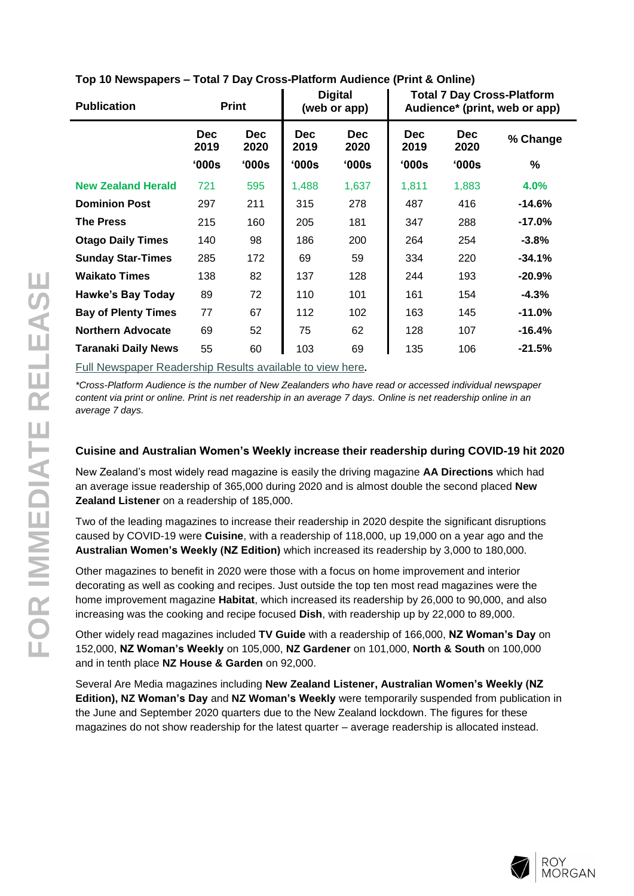**Top 10 Newspapers – Total 7 Day Cross-Platform Audience (Print & Online)**

| Publication | Print | | Digital (web or app) | | Total 7 Day Cross-Platform Audience* (print, web or app) | | |
|---|---|---|---|---|---|---|---|
| | Dec 2019 | Dec 2020 | Dec 2019 | Dec 2020 | Dec 2019 | Dec 2020 | % Change |
| | '000s | '000s | '000s | '000s | '000s | '000s | % |
| **New Zealand Herald** | 721 | 595 | 1,488 | 1,637 | 1,811 | 1,883 | **4.0%** |
| **Dominion Post** | 297 | 211 | 315 | 278 | 487 | 416 | **-14.6%** |
| **The Press** | 215 | 160 | 205 | 181 | 347 | 288 | **-17.0%** |
| **Otago Daily Times** | 140 | 98 | 186 | 200 | 264 | 254 | **-3.8%** |
| **Sunday Star-Times** | 285 | 172 | 69 | 59 | 334 | 220 | **-34.1%** |
| **Waikato Times** | 138 | 82 | 137 | 128 | 244 | 193 | **-20.9%** |
| **Hawke's Bay Today** | 89 | 72 | 110 | 101 | 161 | 154 | **-4.3%** |
| **Bay of Plenty Times** | 77 | 67 | 112 | 102 | 163 | 145 | **-11.0%** |
| **Northern Advocate** | 69 | 52 | 75 | 62 | 128 | 107 | **-16.4%** |
| **Taranaki Daily News** | 55 | 60 | 103 | 69 | 135 | 106 | **-21.5%** |

Full Newspaper Readership Results available to view here.

*\*Cross-Platform Audience is the number of New Zealanders who have read or accessed individual newspaper content via print or online. Print is net readership in an average 7 days. Online is net readership online in an average 7 days.*

### Cuisine and Australian Women's Weekly increase their readership during COVID-19 hit 2020

New Zealand's most widely read magazine is easily the driving magazine **AA Directions** which had an average issue readership of 365,000 during 2020 and is almost double the second placed **New Zealand Listener** on a readership of 185,000.

Two of the leading magazines to increase their readership in 2020 despite the significant disruptions caused by COVID-19 were **Cuisine**, with a readership of 118,000, up 19,000 on a year ago and the **Australian Women's Weekly (NZ Edition)** which increased its readership by 3,000 to 180,000.

Other magazines to benefit in 2020 were those with a focus on home improvement and interior decorating as well as cooking and recipes. Just outside the top ten most read magazines were the home improvement magazine **Habitat**, which increased its readership by 26,000 to 90,000, and also increasing was the cooking and recipe focused **Dish**, with readership up by 22,000 to 89,000.

Other widely read magazines included **TV Guide** with a readership of 166,000, **NZ Woman's Day** on 152,000, **NZ Woman's Weekly** on 105,000, **NZ Gardener** on 101,000, **North & South** on 100,000 and in tenth place **NZ House & Garden** on 92,000.

Several Are Media magazines including **New Zealand Listener, Australian Women's Weekly (NZ Edition), NZ Woman's Day** and **NZ Woman's Weekly** were temporarily suspended from publication in the June and September 2020 quarters due to the New Zealand lockdown. The figures for these magazines do not show readership for the latest quarter – average readership is allocated instead.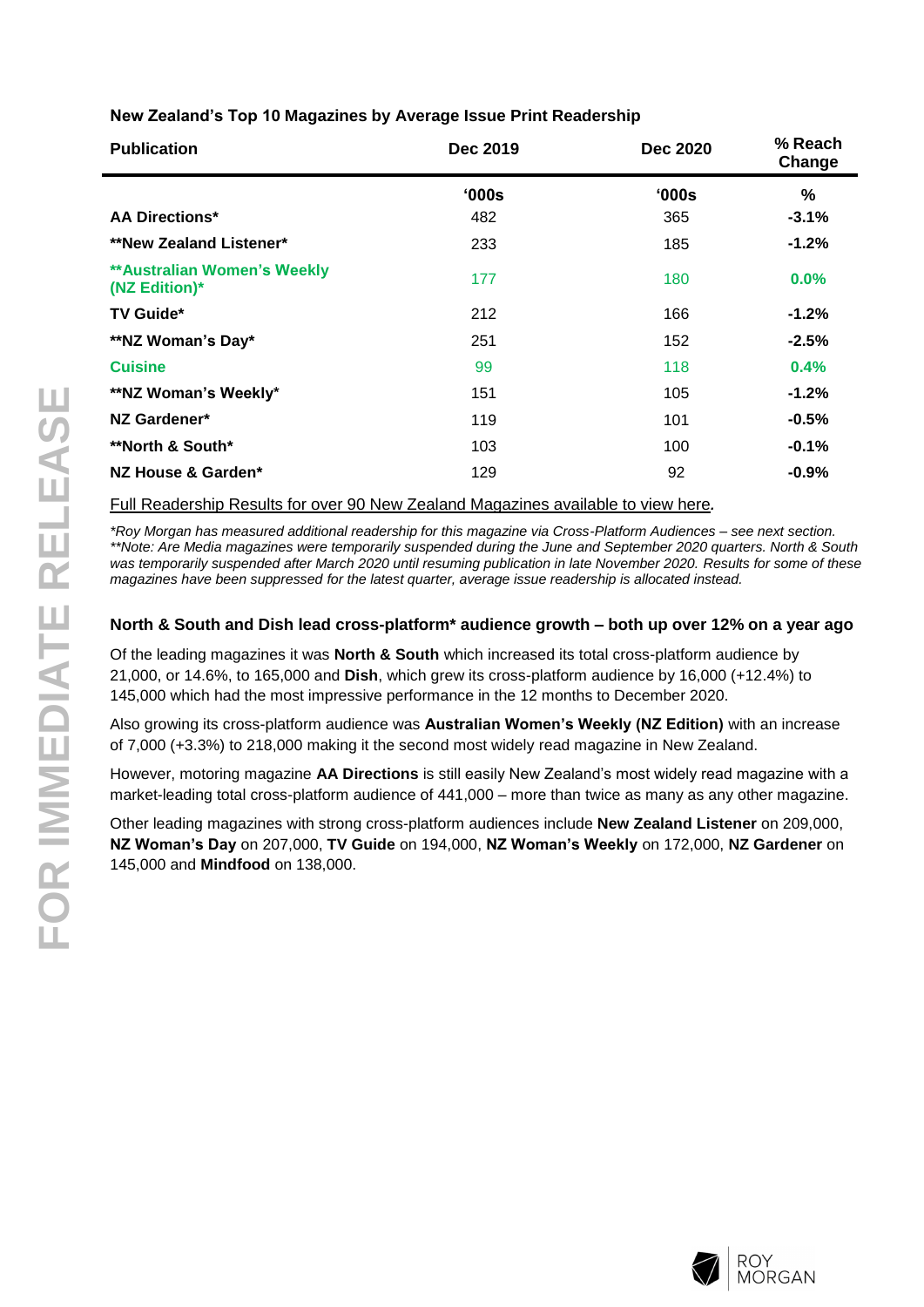**New Zealand's Top 10 Magazines by Average Issue Print Readership**

| Publication | Dec 2019 | Dec 2020 | % Reach Change |
|---|---|---|---|
| | '000s | '000s | % |
| AA Directions* | 482 | 365 | -3.1% |
| **New Zealand Listener* | 233 | 185 | -1.2% |
| **Australian Women's Weekly (NZ Edition)* | 177 | 180 | 0.0% |
| TV Guide* | 212 | 166 | -1.2% |
| **NZ Woman's Day* | 251 | 152 | -2.5% |
| Cuisine | 99 | 118 | 0.4% |
| **NZ Woman's Weekly* | 151 | 105 | -1.2% |
| NZ Gardener* | 119 | 101 | -0.5% |
| **North & South* | 103 | 100 | -0.1% |
| NZ House & Garden* | 129 | 92 | -0.9% |

Full Readership Results for over 90 New Zealand Magazines available to view here.

*\*Roy Morgan has measured additional readership for this magazine via Cross-Platform Audiences – see next section.*
*\*\*Note: Are Media magazines were temporarily suspended during the June and September 2020 quarters. North & South was temporarily suspended after March 2020 until resuming publication in late November 2020. Results for some of these magazines have been suppressed for the latest quarter, average issue readership is allocated instead.*

### North & South and Dish lead cross-platform* audience growth – both up over 12% on a year ago

Of the leading magazines it was **North & South** which increased its total cross-platform audience by 21,000, or 14.6%, to 165,000 and **Dish**, which grew its cross-platform audience by 16,000 (+12.4%) to 145,000 which had the most impressive performance in the 12 months to December 2020.

Also growing its cross-platform audience was **Australian Women's Weekly (NZ Edition)** with an increase of 7,000 (+3.3%) to 218,000 making it the second most widely read magazine in New Zealand.

However, motoring magazine **AA Directions** is still easily New Zealand's most widely read magazine with a market-leading total cross-platform audience of 441,000 – more than twice as many as any other magazine.

Other leading magazines with strong cross-platform audiences include **New Zealand Listener** on 209,000, **NZ Woman's Day** on 207,000, **TV Guide** on 194,000, **NZ Woman's Weekly** on 172,000, **NZ Gardener** on 145,000 and **Mindfood** on 138,000.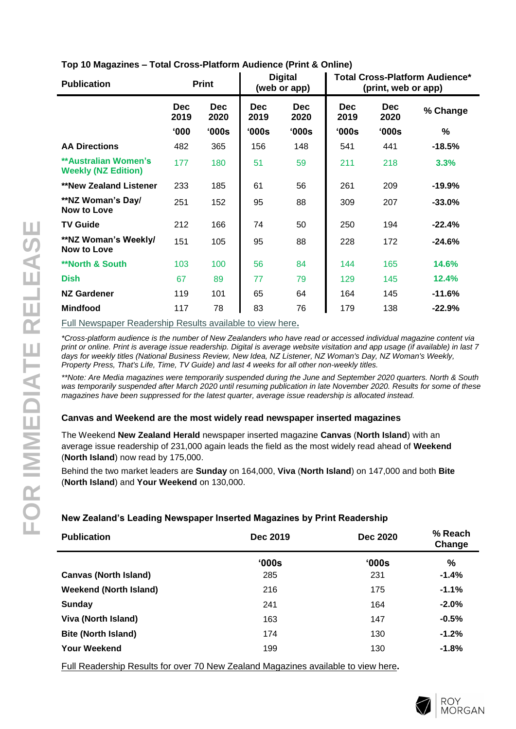### Top 10 Magazines – Total Cross-Platform Audience (Print & Online)

| Publication | Print | | Digital (web or app) | | Total Cross-Platform Audience* (print, web or app) | | |
|---|---|---|---|---|---|---|---|
| | Dec 2019 | Dec 2020 | Dec 2019 | Dec 2020 | Dec 2019 | Dec 2020 | % Change |
| | '000 | '000s | '000s | '000s | '000s | '000s | % |
| **AA Directions** | 482 | 365 | 156 | 148 | 541 | 441 | **-18.5%** |
| **\*\*Australian Women's Weekly (NZ Edition)** | 177 | 180 | 51 | 59 | 211 | 218 | **3.3%** |
| **\*\*New Zealand Listener** | 233 | 185 | 61 | 56 | 261 | 209 | **-19.9%** |
| **\*\*NZ Woman's Day/ Now to Love** | 251 | 152 | 95 | 88 | 309 | 207 | **-33.0%** |
| **TV Guide** | 212 | 166 | 74 | 50 | 250 | 194 | **-22.4%** |
| **\*\*NZ Woman's Weekly/ Now to Love** | 151 | 105 | 95 | 88 | 228 | 172 | **-24.6%** |
| **\*\*North & South** | 103 | 100 | 56 | 84 | 144 | 165 | **14.6%** |
| **Dish** | 67 | 89 | 77 | 79 | 129 | 145 | **12.4%** |
| **NZ Gardener** | 119 | 101 | 65 | 64 | 164 | 145 | **-11.6%** |
| **Mindfood** | 117 | 78 | 83 | 76 | 179 | 138 | **-22.9%** |

Full Newspaper Readership Results available to view here.

*\*Cross-platform audience is the number of New Zealanders who have read or accessed individual magazine content via print or online. Print is average issue readership. Digital is average website visitation and app usage (if available) in last 7 days for weekly titles (National Business Review, New Idea, NZ Listener, NZ Woman's Day, NZ Woman's Weekly, Property Press, That's Life, Time, TV Guide) and last 4 weeks for all other non-weekly titles.*

*\*\*Note: Are Media magazines were temporarily suspended during the June and September 2020 quarters. North & South was temporarily suspended after March 2020 until resuming publication in late November 2020. Results for some of these magazines have been suppressed for the latest quarter, average issue readership is allocated instead.*

### Canvas and Weekend are the most widely read newspaper inserted magazines

The Weekend **New Zealand Herald** newspaper inserted magazine **Canvas** (**North Island**) with an average issue readership of 231,000 again leads the field as the most widely read ahead of **Weekend** (**North Island**) now read by 175,000.

Behind the two market leaders are **Sunday** on 164,000, **Viva** (**North Island**) on 147,000 and both **Bite** (**North Island**) and **Your Weekend** on 130,000.

### New Zealand's Leading Newspaper Inserted Magazines by Print Readership

| Publication | Dec 2019 | Dec 2020 | % Reach Change |
|---|---|---|---|
| | '000s | '000s | % |
| **Canvas (North Island)** | 285 | 231 | **-1.4%** |
| **Weekend (North Island)** | 216 | 175 | **-1.1%** |
| **Sunday** | 241 | 164 | **-2.0%** |
| **Viva (North Island)** | 163 | 147 | **-0.5%** |
| **Bite (North Island)** | 174 | 130 | **-1.2%** |
| **Your Weekend** | 199 | 130 | **-1.8%** |

Full Readership Results for over 70 New Zealand Magazines available to view here.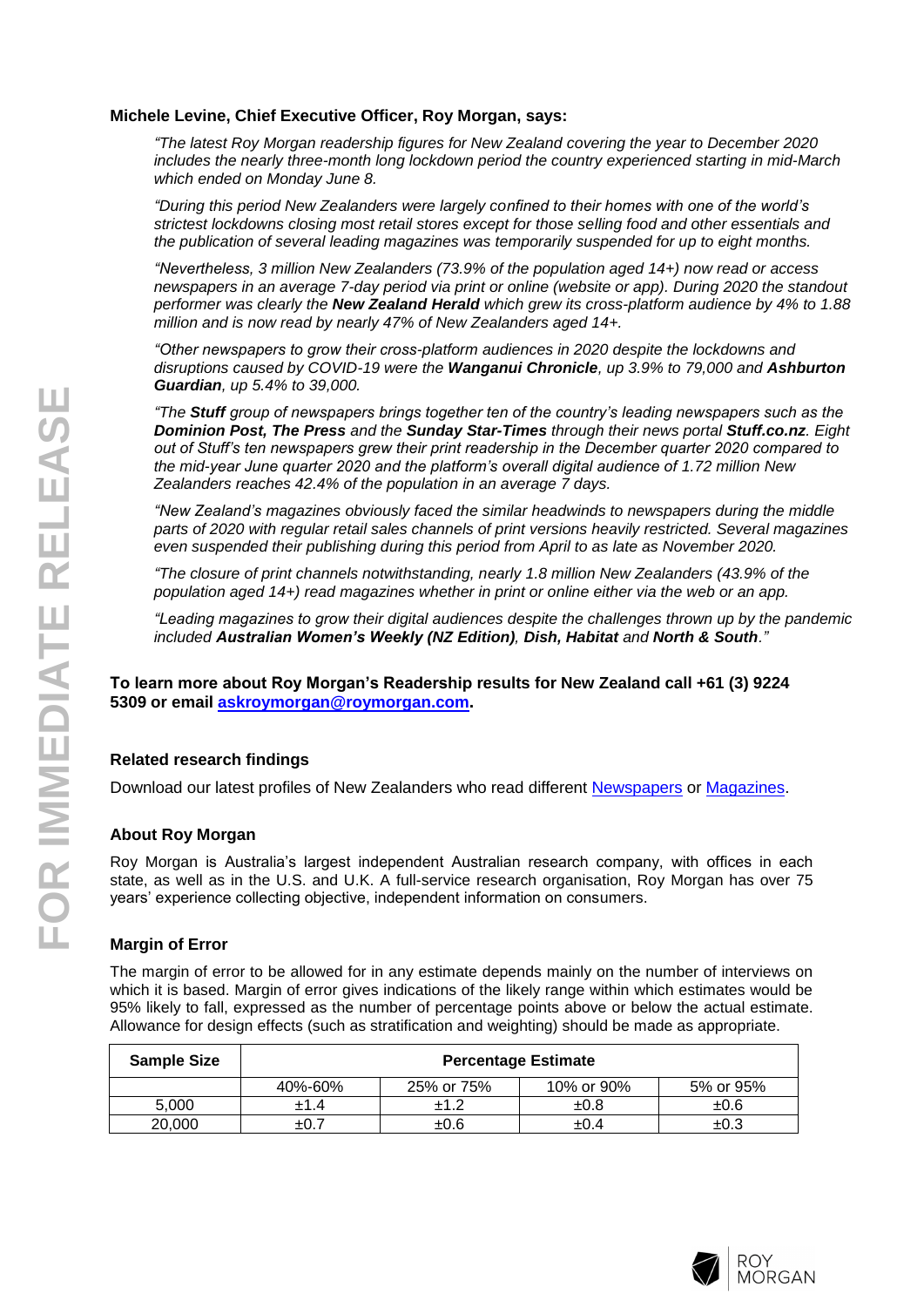**Michele Levine, Chief Executive Officer, Roy Morgan, says:**

*"The latest Roy Morgan readership figures for New Zealand covering the year to December 2020 includes the nearly three-month long lockdown period the country experienced starting in mid-March which ended on Monday June 8.*

*"During this period New Zealanders were largely confined to their homes with one of the world's strictest lockdowns closing most retail stores except for those selling food and other essentials and the publication of several leading magazines was temporarily suspended for up to eight months.*

*"Nevertheless, 3 million New Zealanders (73.9% of the population aged 14+) now read or access newspapers in an average 7-day period via print or online (website or app). During 2020 the standout performer was clearly the* ***New Zealand Herald*** *which grew its cross-platform audience by 4% to 1.88 million and is now read by nearly 47% of New Zealanders aged 14+.*

*"Other newspapers to grow their cross-platform audiences in 2020 despite the lockdowns and disruptions caused by COVID-19 were the* ***Wanganui Chronicle****, up 3.9% to 79,000 and* ***Ashburton Guardian****, up 5.4% to 39,000.*

*"The* ***Stuff*** *group of newspapers brings together ten of the country's leading newspapers such as the* ***Dominion Post, The Press*** *and the* ***Sunday Star-Times*** *through their news portal* ***Stuff.co.nz****. Eight out of Stuff's ten newspapers grew their print readership in the December quarter 2020 compared to the mid-year June quarter 2020 and the platform's overall digital audience of 1.72 million New Zealanders reaches 42.4% of the population in an average 7 days.*

*"New Zealand's magazines obviously faced the similar headwinds to newspapers during the middle parts of 2020 with regular retail sales channels of print versions heavily restricted. Several magazines even suspended their publishing during this period from April to as late as November 2020.*

*"The closure of print channels notwithstanding, nearly 1.8 million New Zealanders (43.9% of the population aged 14+) read magazines whether in print or online either via the web or an app.*

*"Leading magazines to grow their digital audiences despite the challenges thrown up by the pandemic included* ***Australian Women's Weekly (NZ Edition)****,* ***Dish, Habitat*** *and* ***North & South****."*

**To learn more about Roy Morgan's Readership results for New Zealand call +61 (3) 9224 5309 or email askroymorgan@roymorgan.com.**

### Related research findings

Download our latest profiles of New Zealanders who read different Newspapers or Magazines.

### About Roy Morgan

Roy Morgan is Australia's largest independent Australian research company, with offices in each state, as well as in the U.S. and U.K. A full-service research organisation, Roy Morgan has over 75 years' experience collecting objective, independent information on consumers.

### Margin of Error

The margin of error to be allowed for in any estimate depends mainly on the number of interviews on which it is based. Margin of error gives indications of the likely range within which estimates would be 95% likely to fall, expressed as the number of percentage points above or below the actual estimate. Allowance for design effects (such as stratification and weighting) should be made as appropriate.

| Sample Size | Percentage Estimate | | | |
|---|---|---|---|---|
| | 40%-60% | 25% or 75% | 10% or 90% | 5% or 95% |
| 5,000 | ±1.4 | ±1.2 | ±0.8 | ±0.6 |
| 20,000 | ±0.7 | ±0.6 | ±0.4 | ±0.3 |